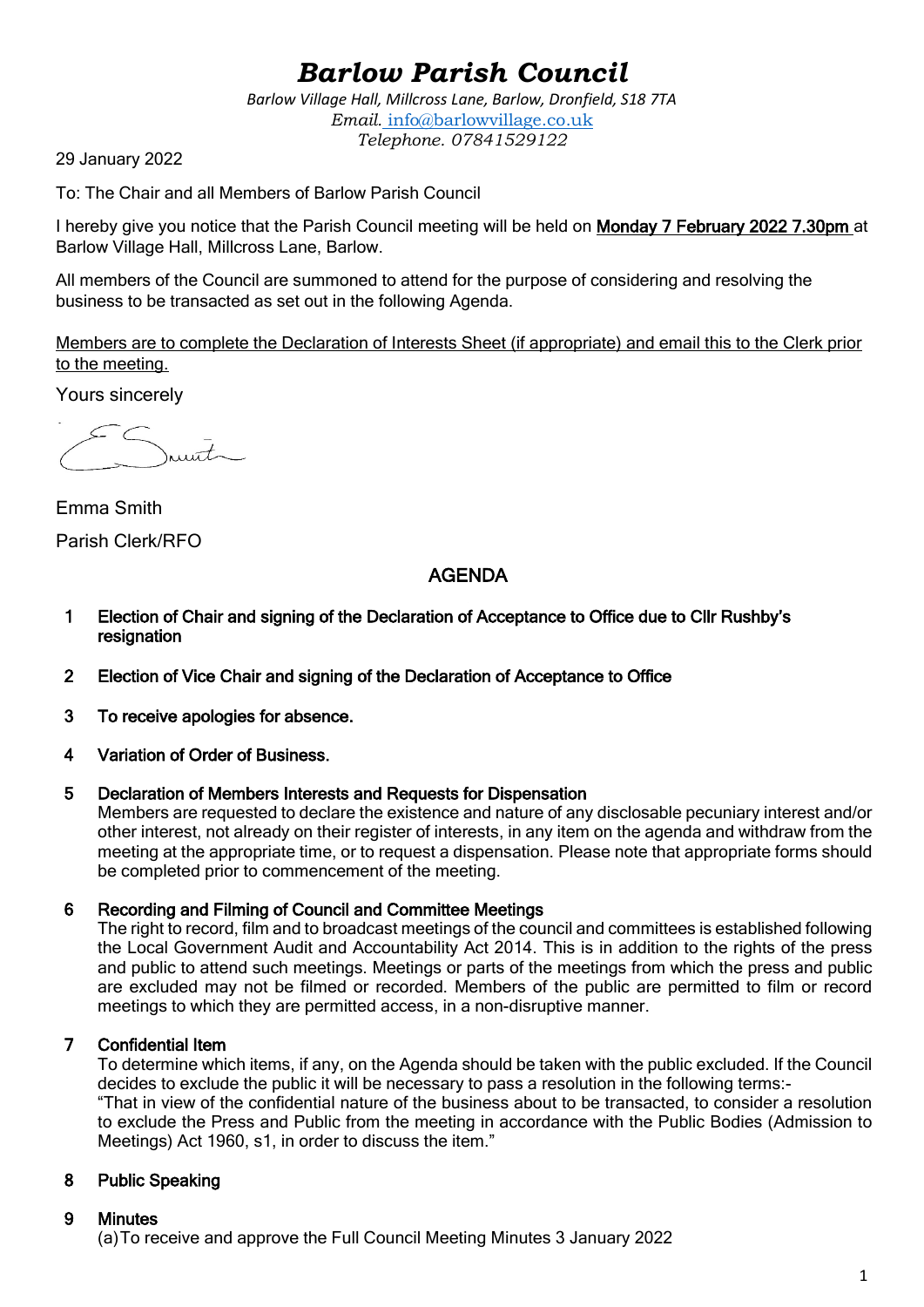# *Barlow Parish Council*

*Barlow Village Hall, Millcross Lane, Barlow, Dronfield, S18 7TA*
*Email. info@barlowvillage.co.uk*
*Telephone. 07841529122*

29 January 2022

To: The Chair and all Members of Barlow Parish Council

I hereby give you notice that the Parish Council meeting will be held on **Monday 7 February 2022 7.30pm** at Barlow Village Hall, Millcross Lane, Barlow.

All members of the Council are summoned to attend for the purpose of considering and resolving the business to be transacted as set out in the following Agenda.

Members are to complete the Declaration of Interests Sheet (if appropriate) and email this to the Clerk prior to the meeting.

Yours sincerely

Emma Smith

Parish Clerk/RFO

## AGENDA

1. **Election of Chair and signing of the Declaration of Acceptance to Office due to Cllr Rushby's resignation**

2. **Election of Vice Chair and signing of the Declaration of Acceptance to Office**

3. **To receive apologies for absence.**

4. **Variation of Order of Business.**

5. **Declaration of Members Interests and Requests for Dispensation**
   Members are requested to declare the existence and nature of any disclosable pecuniary interest and/or other interest, not already on their register of interests, in any item on the agenda and withdraw from the meeting at the appropriate time, or to request a dispensation. Please note that appropriate forms should be completed prior to commencement of the meeting.

6. **Recording and Filming of Council and Committee Meetings**
   The right to record, film and to broadcast meetings of the council and committees is established following the Local Government Audit and Accountability Act 2014. This is in addition to the rights of the press and public to attend such meetings. Meetings or parts of the meetings from which the press and public are excluded may not be filmed or recorded. Members of the public are permitted to film or record meetings to which they are permitted access, in a non-disruptive manner.

7. **Confidential Item**
   To determine which items, if any, on the Agenda should be taken with the public excluded. If the Council decides to exclude the public it will be necessary to pass a resolution in the following terms:-
   "That in view of the confidential nature of the business about to be transacted, to consider a resolution to exclude the Press and Public from the meeting in accordance with the Public Bodies (Admission to Meetings) Act 1960, s1, in order to discuss the item."

8. **Public Speaking**

9. **Minutes**
   (a) To receive and approve the Full Council Meeting Minutes 3 January 2022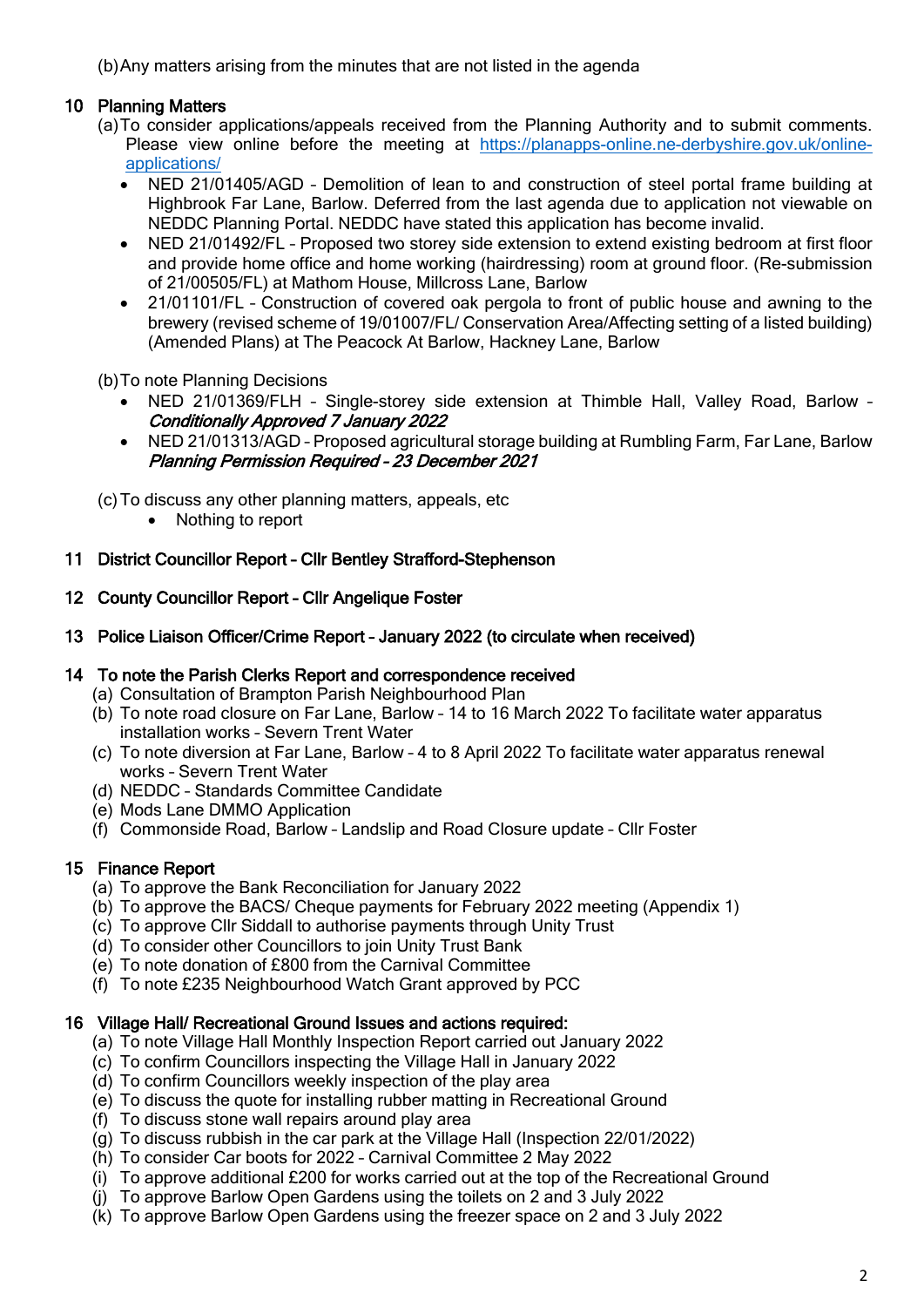(b) Any matters arising from the minutes that are not listed in the agenda

## 10 Planning Matters

(a) To consider applications/appeals received from the Planning Authority and to submit comments. Please view online before the meeting at [https://planapps-online.ne-derbyshire.gov.uk/online-applications/](https://planapps-online.ne-derbyshire.gov.uk/online-applications/)

- NED 21/01405/AGD – Demolition of lean to and construction of steel portal frame building at Highbrook Far Lane, Barlow. Deferred from the last agenda due to application not viewable on NEDDC Planning Portal. NEDDC have stated this application has become invalid.
- NED 21/01492/FL – Proposed two storey side extension to extend existing bedroom at first floor and provide home office and home working (hairdressing) room at ground floor. (Re-submission of 21/00505/FL) at Mathom House, Millcross Lane, Barlow
- 21/01101/FL – Construction of covered oak pergola to front of public house and awning to the brewery (revised scheme of 19/01007/FL/ Conservation Area/Affecting setting of a listed building) (Amended Plans) at The Peacock At Barlow, Hackney Lane, Barlow

(b) To note Planning Decisions

- NED 21/01369/FLH – Single-storey side extension at Thimble Hall, Valley Road, Barlow – *Conditionally Approved 7 January 2022*
- NED 21/01313/AGD – Proposed agricultural storage building at Rumbling Farm, Far Lane, Barlow *Planning Permission Required – 23 December 2021*

(c) To discuss any other planning matters, appeals, etc

- Nothing to report

## 11 District Councillor Report – Cllr Bentley Strafford-Stephenson

## 12 County Councillor Report – Cllr Angelique Foster

## 13 Police Liaison Officer/Crime Report – January 2022 (to circulate when received)

## 14 To note the Parish Clerks Report and correspondence received

(a) Consultation of Brampton Parish Neighbourhood Plan
(b) To note road closure on Far Lane, Barlow – 14 to 16 March 2022 To facilitate water apparatus installation works – Severn Trent Water
(c) To note diversion at Far Lane, Barlow – 4 to 8 April 2022 To facilitate water apparatus renewal works – Severn Trent Water
(d) NEDDC – Standards Committee Candidate
(e) Mods Lane DMMO Application
(f) Commonside Road, Barlow – Landslip and Road Closure update – Cllr Foster

## 15 Finance Report

(a) To approve the Bank Reconciliation for January 2022
(b) To approve the BACS/ Cheque payments for February 2022 meeting (Appendix 1)
(c) To approve Cllr Siddall to authorise payments through Unity Trust
(d) To consider other Councillors to join Unity Trust Bank
(e) To note donation of £800 from the Carnival Committee
(f) To note £235 Neighbourhood Watch Grant approved by PCC

## 16 Village Hall/ Recreational Ground Issues and actions required:

(a) To note Village Hall Monthly Inspection Report carried out January 2022
(c) To confirm Councillors inspecting the Village Hall in January 2022
(d) To confirm Councillors weekly inspection of the play area
(e) To discuss the quote for installing rubber matting in Recreational Ground
(f) To discuss stone wall repairs around play area
(g) To discuss rubbish in the car park at the Village Hall (Inspection 22/01/2022)
(h) To consider Car boots for 2022 – Carnival Committee 2 May 2022
(i) To approve additional £200 for works carried out at the top of the Recreational Ground
(j) To approve Barlow Open Gardens using the toilets on 2 and 3 July 2022
(k) To approve Barlow Open Gardens using the freezer space on 2 and 3 July 2022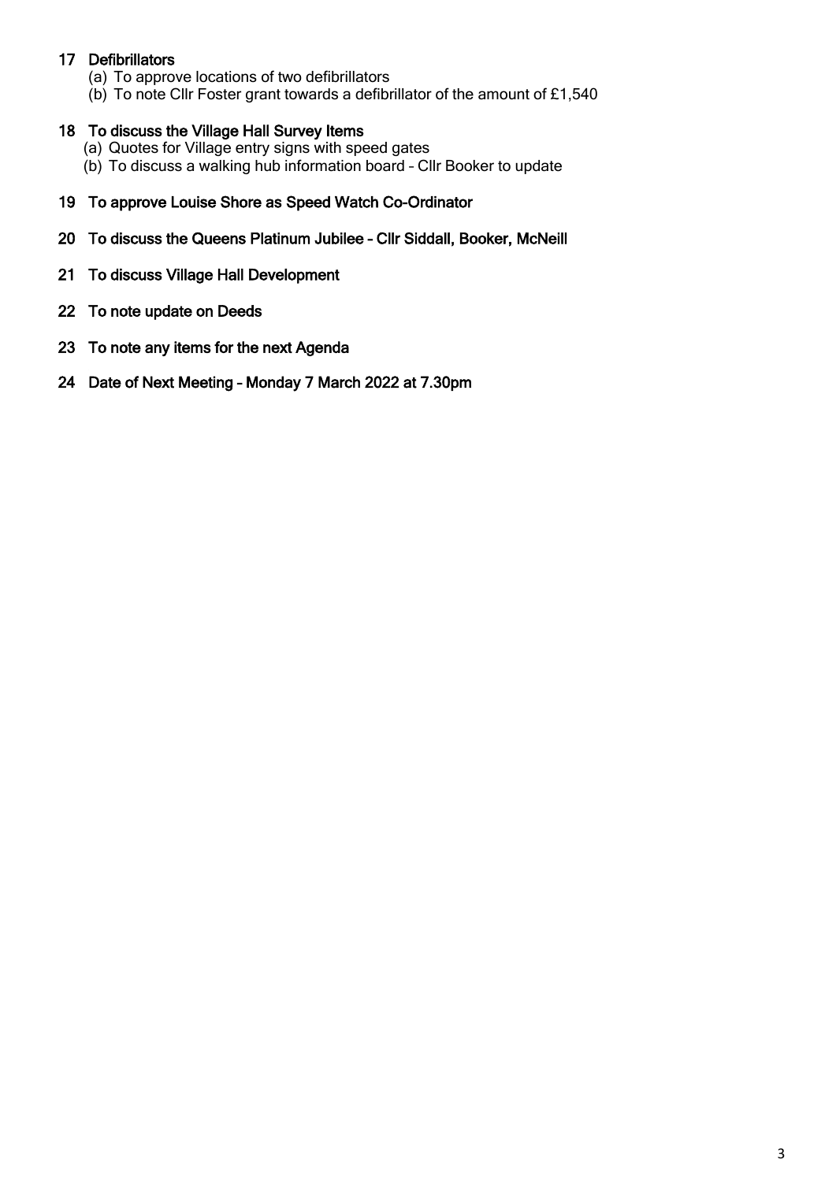17 Defibrillators
   (a) To approve locations of two defibrillators
   (b) To note Cllr Foster grant towards a defibrillator of the amount of £1,540

18 To discuss the Village Hall Survey Items
   (a) Quotes for Village entry signs with speed gates
   (b) To discuss a walking hub information board – Cllr Booker to update

19 To approve Louise Shore as Speed Watch Co-Ordinator

20 To discuss the Queens Platinum Jubilee – Cllr Siddall, Booker, McNeill

21 To discuss Village Hall Development

22 To note update on Deeds

23 To note any items for the next Agenda

24 Date of Next Meeting – Monday 7 March 2022 at 7.30pm